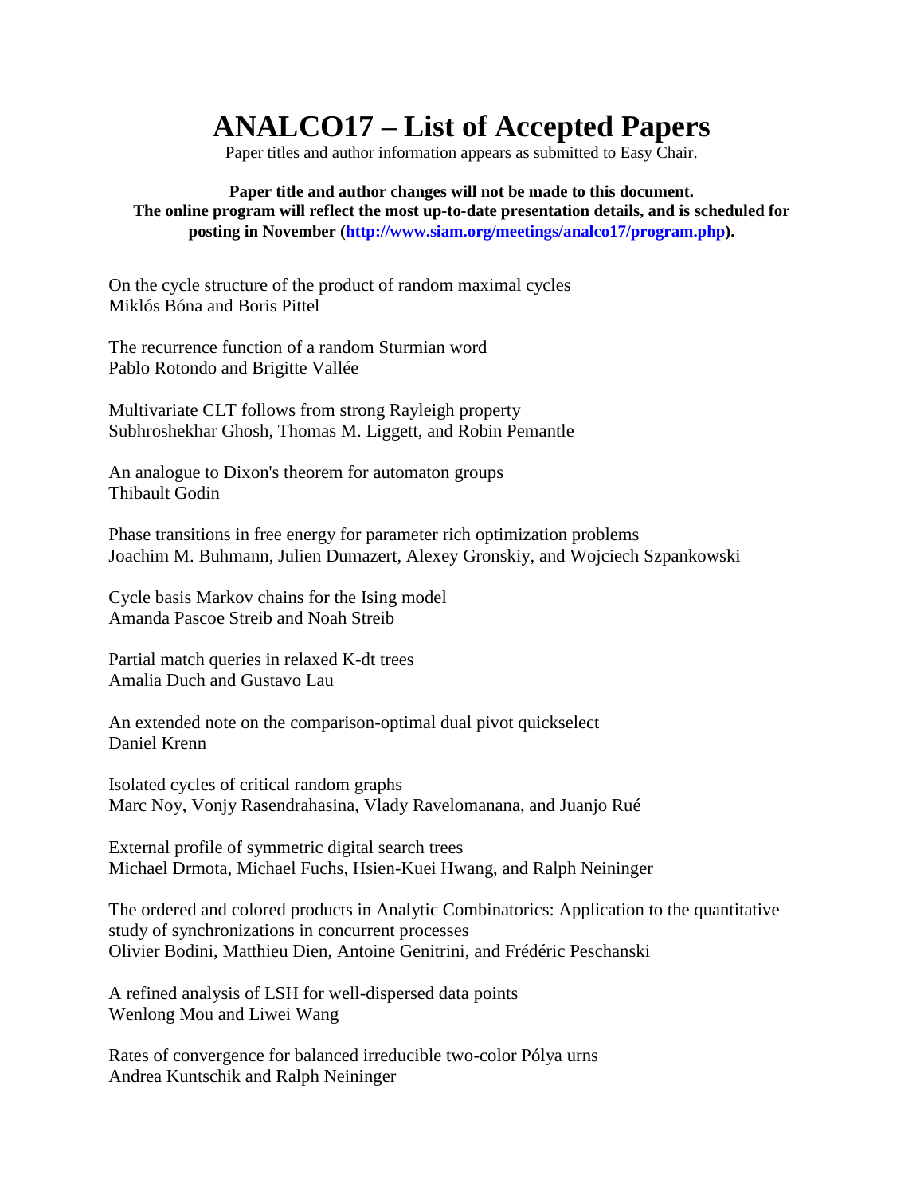# ANALCO17 – List of Accepted Papers

Paper titles and author information appears as submitted to Easy Chair.

**Paper title and author changes will not be made to this document. The online program will reflect the most up-to-date presentation details, and is scheduled for posting in November (http://www.siam.org/meetings/analco17/program.php).**

On the cycle structure of the product of random maximal cycles
Miklós Bóna and Boris Pittel

The recurrence function of a random Sturmian word
Pablo Rotondo and Brigitte Vallée

Multivariate CLT follows from strong Rayleigh property
Subhroshekhar Ghosh, Thomas M. Liggett, and Robin Pemantle

An analogue to Dixon's theorem for automaton groups
Thibault Godin

Phase transitions in free energy for parameter rich optimization problems
Joachim M. Buhmann, Julien Dumazert, Alexey Gronskiy, and Wojciech Szpankowski

Cycle basis Markov chains for the Ising model
Amanda Pascoe Streib and Noah Streib

Partial match queries in relaxed K-dt trees
Amalia Duch and Gustavo Lau

An extended note on the comparison-optimal dual pivot quickselect
Daniel Krenn

Isolated cycles of critical random graphs
Marc Noy, Vonjy Rasendrahasina, Vlady Ravelomanana, and Juanjo Rué

External profile of symmetric digital search trees
Michael Drmota, Michael Fuchs, Hsien-Kuei Hwang, and Ralph Neininger

The ordered and colored products in Analytic Combinatorics: Application to the quantitative study of synchronizations in concurrent processes
Olivier Bodini, Matthieu Dien, Antoine Genitrini, and Frédéric Peschanski

A refined analysis of LSH for well-dispersed data points
Wenlong Mou and Liwei Wang

Rates of convergence for balanced irreducible two-color Pólya urns
Andrea Kuntschik and Ralph Neininger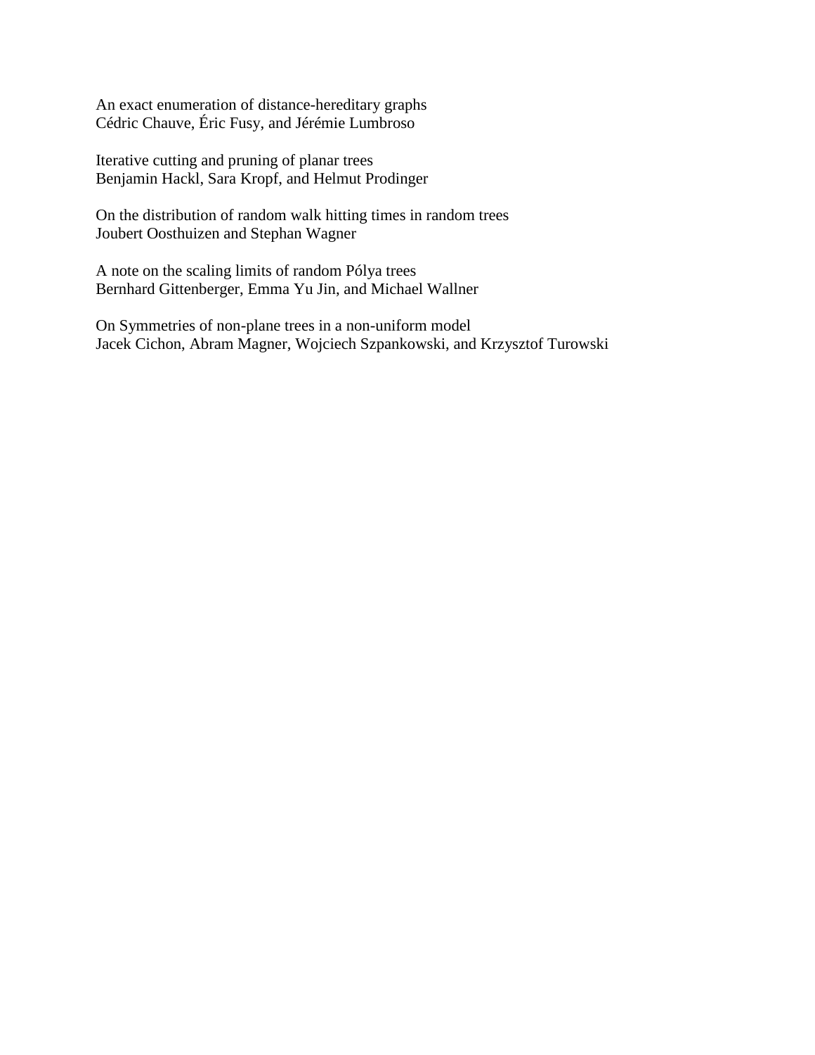An exact enumeration of distance-hereditary graphs
Cédric Chauve, Éric Fusy, and Jérémie Lumbroso

Iterative cutting and pruning of planar trees
Benjamin Hackl, Sara Kropf, and Helmut Prodinger

On the distribution of random walk hitting times in random trees
Joubert Oosthuizen and Stephan Wagner

A note on the scaling limits of random Pólya trees
Bernhard Gittenberger, Emma Yu Jin, and Michael Wallner

On Symmetries of non-plane trees in a non-uniform model
Jacek Cichon, Abram Magner, Wojciech Szpankowski, and Krzysztof Turowski